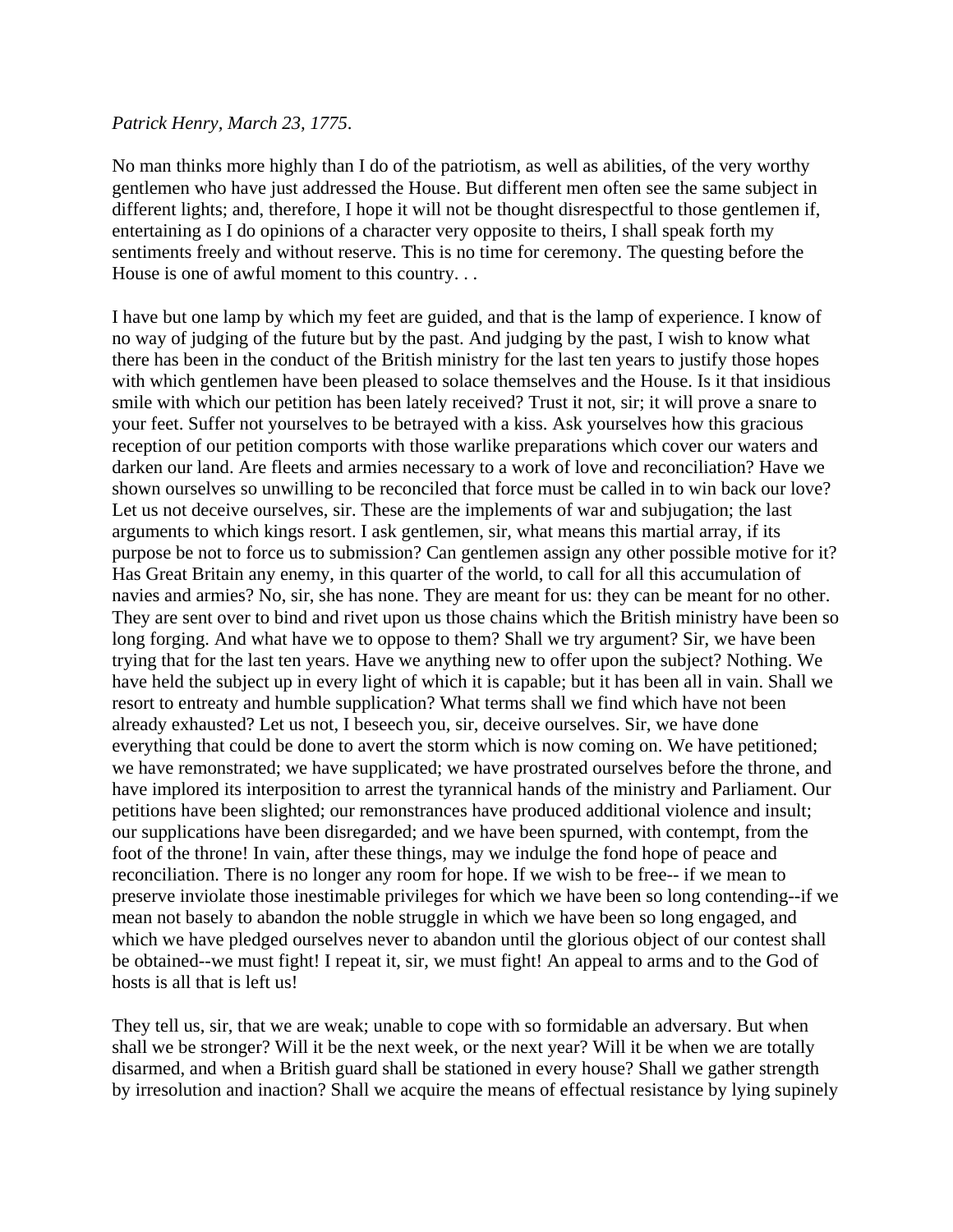*Patrick Henry, March 23, 1775.*

No man thinks more highly than I do of the patriotism, as well as abilities, of the very worthy gentlemen who have just addressed the House. But different men often see the same subject in different lights; and, therefore, I hope it will not be thought disrespectful to those gentlemen if, entertaining as I do opinions of a character very opposite to theirs, I shall speak forth my sentiments freely and without reserve. This is no time for ceremony. The questing before the House is one of awful moment to this country. . .

I have but one lamp by which my feet are guided, and that is the lamp of experience. I know of no way of judging of the future but by the past. And judging by the past, I wish to know what there has been in the conduct of the British ministry for the last ten years to justify those hopes with which gentlemen have been pleased to solace themselves and the House. Is it that insidious smile with which our petition has been lately received? Trust it not, sir; it will prove a snare to your feet. Suffer not yourselves to be betrayed with a kiss. Ask yourselves how this gracious reception of our petition comports with those warlike preparations which cover our waters and darken our land. Are fleets and armies necessary to a work of love and reconciliation? Have we shown ourselves so unwilling to be reconciled that force must be called in to win back our love? Let us not deceive ourselves, sir. These are the implements of war and subjugation; the last arguments to which kings resort. I ask gentlemen, sir, what means this martial array, if its purpose be not to force us to submission? Can gentlemen assign any other possible motive for it? Has Great Britain any enemy, in this quarter of the world, to call for all this accumulation of navies and armies? No, sir, she has none. They are meant for us: they can be meant for no other. They are sent over to bind and rivet upon us those chains which the British ministry have been so long forging. And what have we to oppose to them? Shall we try argument? Sir, we have been trying that for the last ten years. Have we anything new to offer upon the subject? Nothing. We have held the subject up in every light of which it is capable; but it has been all in vain. Shall we resort to entreaty and humble supplication? What terms shall we find which have not been already exhausted? Let us not, I beseech you, sir, deceive ourselves. Sir, we have done everything that could be done to avert the storm which is now coming on. We have petitioned; we have remonstrated; we have supplicated; we have prostrated ourselves before the throne, and have implored its interposition to arrest the tyrannical hands of the ministry and Parliament. Our petitions have been slighted; our remonstrances have produced additional violence and insult; our supplications have been disregarded; and we have been spurned, with contempt, from the foot of the throne! In vain, after these things, may we indulge the fond hope of peace and reconciliation. There is no longer any room for hope. If we wish to be free-- if we mean to preserve inviolate those inestimable privileges for which we have been so long contending--if we mean not basely to abandon the noble struggle in which we have been so long engaged, and which we have pledged ourselves never to abandon until the glorious object of our contest shall be obtained--we must fight! I repeat it, sir, we must fight! An appeal to arms and to the God of hosts is all that is left us!

They tell us, sir, that we are weak; unable to cope with so formidable an adversary. But when shall we be stronger? Will it be the next week, or the next year? Will it be when we are totally disarmed, and when a British guard shall be stationed in every house? Shall we gather strength by irresolution and inaction? Shall we acquire the means of effectual resistance by lying supinely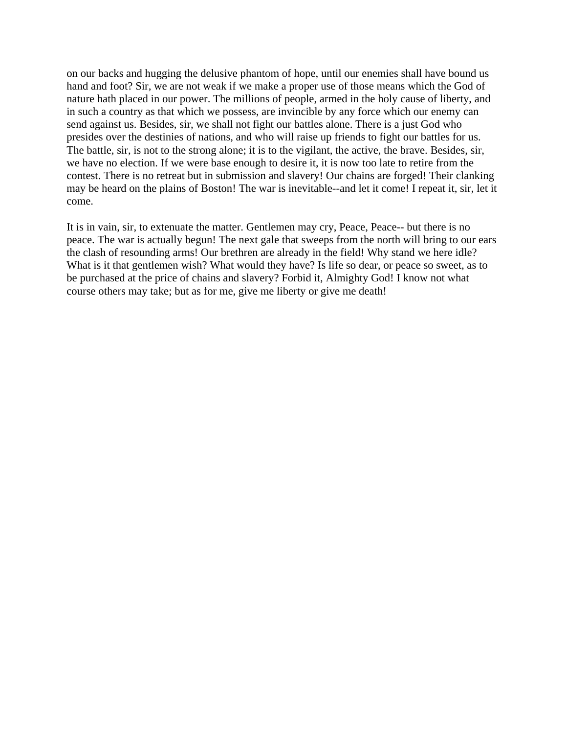on our backs and hugging the delusive phantom of hope, until our enemies shall have bound us hand and foot? Sir, we are not weak if we make a proper use of those means which the God of nature hath placed in our power. The millions of people, armed in the holy cause of liberty, and in such a country as that which we possess, are invincible by any force which our enemy can send against us. Besides, sir, we shall not fight our battles alone. There is a just God who presides over the destinies of nations, and who will raise up friends to fight our battles for us. The battle, sir, is not to the strong alone; it is to the vigilant, the active, the brave. Besides, sir, we have no election. If we were base enough to desire it, it is now too late to retire from the contest. There is no retreat but in submission and slavery! Our chains are forged! Their clanking may be heard on the plains of Boston! The war is inevitable--and let it come! I repeat it, sir, let it come.

It is in vain, sir, to extenuate the matter. Gentlemen may cry, Peace, Peace-- but there is no peace. The war is actually begun! The next gale that sweeps from the north will bring to our ears the clash of resounding arms! Our brethren are already in the field! Why stand we here idle? What is it that gentlemen wish? What would they have? Is life so dear, or peace so sweet, as to be purchased at the price of chains and slavery? Forbid it, Almighty God! I know not what course others may take; but as for me, give me liberty or give me death!